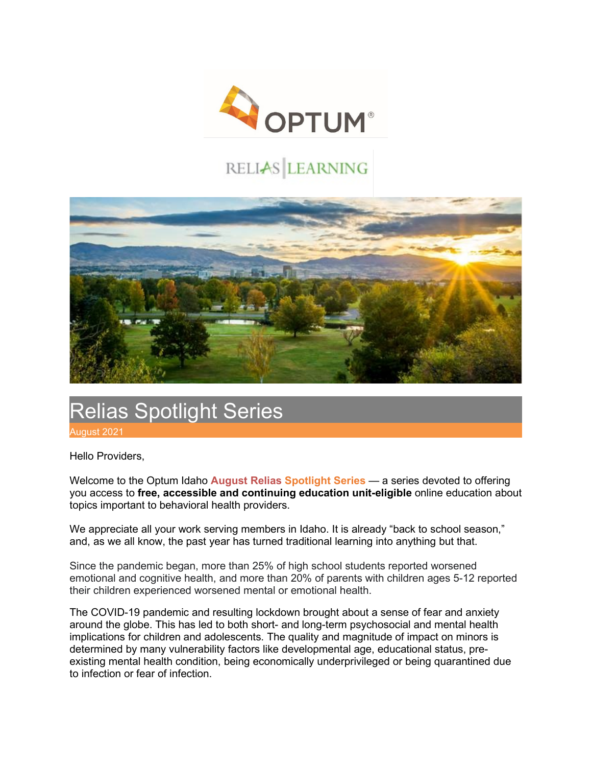# Relias Spotlight Series

August 2021

Hello Providers,

Welcome to the Optum Idaho **August Relias Spotlight Series** — a series devoted to offering you access to **free, accessible and continuing education unit-eligible** online education about topics important to behavioral health providers.

We appreciate all your work serving members in Idaho. It is already "back to school season," and, as we all know, the past year has turned traditional learning into anything but that.

Since the pandemic began, more than 25% of high school students reported worsened emotional and cognitive health, and more than 20% of parents with children ages 5-12 reported their children experienced worsened mental or emotional health.

The COVID-19 pandemic and resulting lockdown brought about a sense of fear and anxiety around the globe. This has led to both short- and long-term psychosocial and mental health implications for children and adolescents. The quality and magnitude of impact on minors is determined by many vulnerability factors like developmental age, educational status, pre-existing mental health condition, being economically underprivileged or being quarantined due to infection or fear of infection.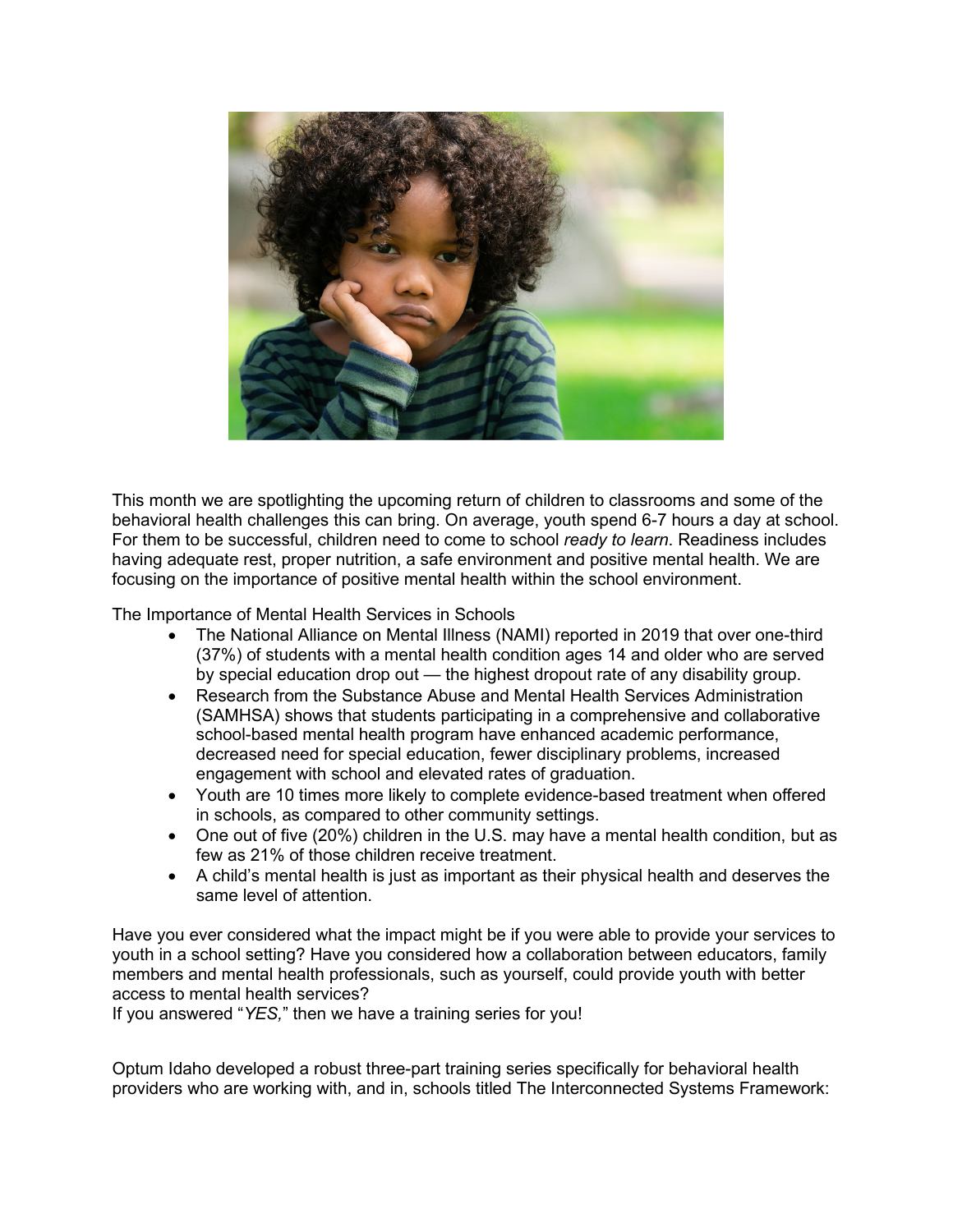This month we are spotlighting the upcoming return of children to classrooms and some of the behavioral health challenges this can bring. On average, youth spend 6-7 hours a day at school. For them to be successful, children need to come to school *ready to learn*. Readiness includes having adequate rest, proper nutrition, a safe environment and positive mental health. We are focusing on the importance of positive mental health within the school environment.

The Importance of Mental Health Services in Schools

- The National Alliance on Mental Illness (NAMI) reported in 2019 that over one-third (37%) of students with a mental health condition ages 14 and older who are served by special education drop out — the highest dropout rate of any disability group.
- Research from the Substance Abuse and Mental Health Services Administration (SAMHSA) shows that students participating in a comprehensive and collaborative school-based mental health program have enhanced academic performance, decreased need for special education, fewer disciplinary problems, increased engagement with school and elevated rates of graduation.
- Youth are 10 times more likely to complete evidence-based treatment when offered in schools, as compared to other community settings.
- One out of five (20%) children in the U.S. may have a mental health condition, but as few as 21% of those children receive treatment.
- A child's mental health is just as important as their physical health and deserves the same level of attention.

Have you ever considered what the impact might be if you were able to provide your services to youth in a school setting? Have you considered how a collaboration between educators, family members and mental health professionals, such as yourself, could provide youth with better access to mental health services?
If you answered "*YES,*" then we have a training series for you!

Optum Idaho developed a robust three-part training series specifically for behavioral health providers who are working with, and in, schools titled The Interconnected Systems Framework: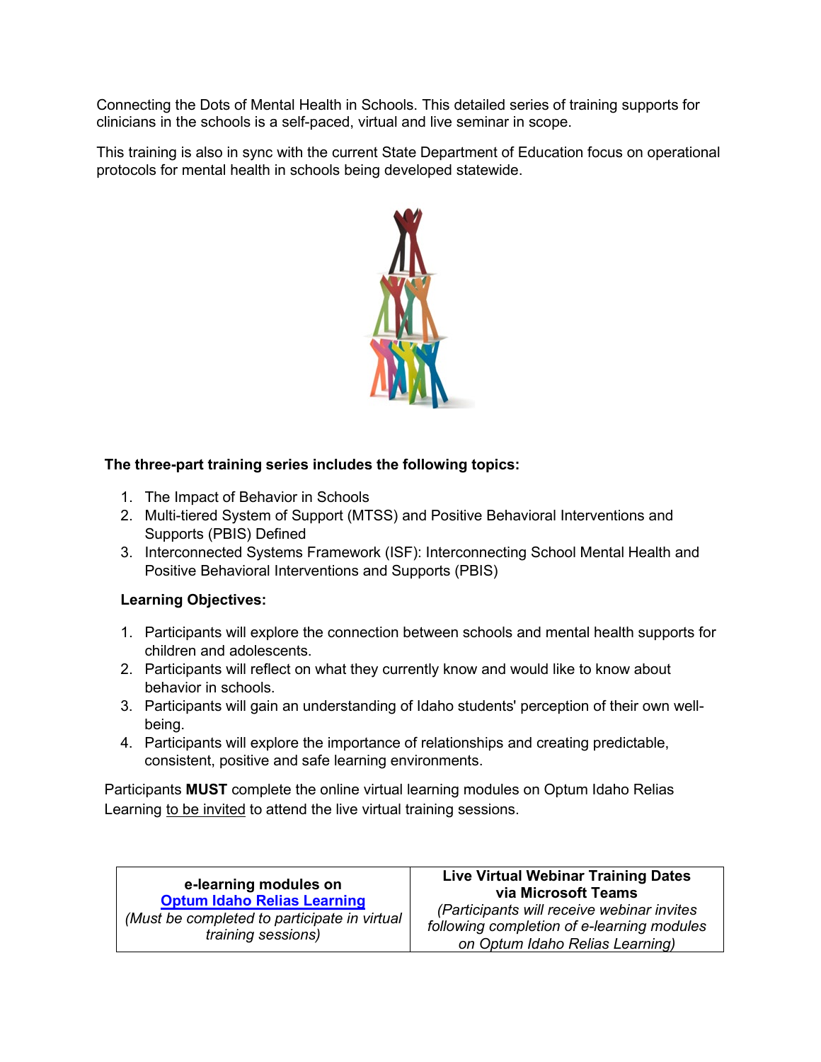Connecting the Dots of Mental Health in Schools. This detailed series of training supports for clinicians in the schools is a self-paced, virtual and live seminar in scope.

This training is also in sync with the current State Department of Education focus on operational protocols for mental health in schools being developed statewide.

**The three-part training series includes the following topics:**

1. The Impact of Behavior in Schools
2. Multi-tiered System of Support (MTSS) and Positive Behavioral Interventions and Supports (PBIS) Defined
3. Interconnected Systems Framework (ISF): Interconnecting School Mental Health and Positive Behavioral Interventions and Supports (PBIS)

**Learning Objectives:**

1. Participants will explore the connection between schools and mental health supports for children and adolescents.
2. Participants will reflect on what they currently know and would like to know about behavior in schools.
3. Participants will gain an understanding of Idaho students' perception of their own well-being.
4. Participants will explore the importance of relationships and creating predictable, consistent, positive and safe learning environments.

Participants **MUST** complete the online virtual learning modules on Optum Idaho Relias Learning to be invited to attend the live virtual training sessions.

| **e-learning modules on [Optum Idaho Relias Learning]** *(Must be completed to participate in virtual training sessions)* | **Live Virtual Webinar Training Dates via Microsoft Teams** *(Participants will receive webinar invites following completion of e-learning modules on Optum Idaho Relias Learning)* |
|---|---|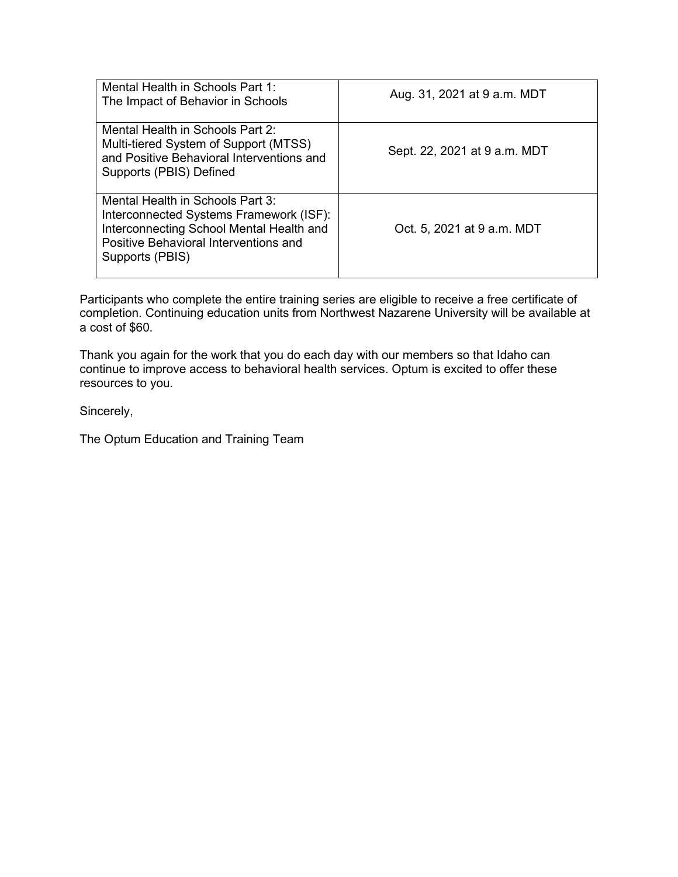| | |
|---|---|
| Mental Health in Schools Part 1: The Impact of Behavior in Schools | Aug. 31, 2021 at 9 a.m. MDT |
| Mental Health in Schools Part 2: Multi-tiered System of Support (MTSS) and Positive Behavioral Interventions and Supports (PBIS) Defined | Sept. 22, 2021 at 9 a.m. MDT |
| Mental Health in Schools Part 3: Interconnected Systems Framework (ISF): Interconnecting School Mental Health and Positive Behavioral Interventions and Supports (PBIS) | Oct. 5, 2021 at 9 a.m. MDT |

Participants who complete the entire training series are eligible to receive a free certificate of completion. Continuing education units from Northwest Nazarene University will be available at a cost of $60.

Thank you again for the work that you do each day with our members so that Idaho can continue to improve access to behavioral health services. Optum is excited to offer these resources to you.

Sincerely,

The Optum Education and Training Team